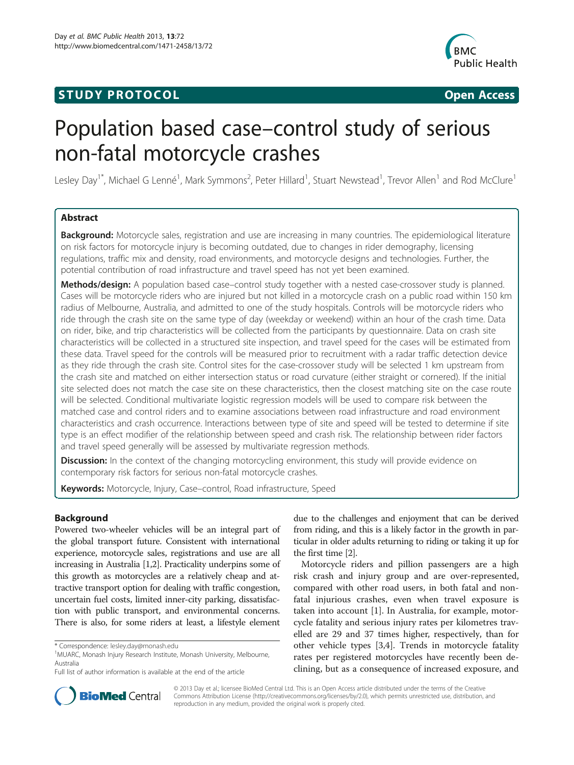**STUDY PROTOCOL** **Open Access**

# Population based case–control study of serious non-fatal motorcycle crashes

Lesley Day[1*], Michael G Lenné[1], Mark Symmons[2], Peter Hillard[1], Stuart Newstead[1], Trevor Allen[1] and Rod McClure[1]

## Abstract

**Background:** Motorcycle sales, registration and use are increasing in many countries. The epidemiological literature on risk factors for motorcycle injury is becoming outdated, due to changes in rider demography, licensing regulations, traffic mix and density, road environments, and motorcycle designs and technologies. Further, the potential contribution of road infrastructure and travel speed has not yet been examined.

**Methods/design:** A population based case–control study together with a nested case-crossover study is planned. Cases will be motorcycle riders who are injured but not killed in a motorcycle crash on a public road within 150 km radius of Melbourne, Australia, and admitted to one of the study hospitals. Controls will be motorcycle riders who ride through the crash site on the same type of day (weekday or weekend) within an hour of the crash time. Data on rider, bike, and trip characteristics will be collected from the participants by questionnaire. Data on crash site characteristics will be collected in a structured site inspection, and travel speed for the cases will be estimated from these data. Travel speed for the controls will be measured prior to recruitment with a radar traffic detection device as they ride through the crash site. Control sites for the case-crossover study will be selected 1 km upstream from the crash site and matched on either intersection status or road curvature (either straight or cornered). If the initial site selected does not match the case site on these characteristics, then the closest matching site on the case route will be selected. Conditional multivariate logistic regression models will be used to compare risk between the matched case and control riders and to examine associations between road infrastructure and road environment characteristics and crash occurrence. Interactions between type of site and speed will be tested to determine if site type is an effect modifier of the relationship between speed and crash risk. The relationship between rider factors and travel speed generally will be assessed by multivariate regression methods.

**Discussion:** In the context of the changing motorcycling environment, this study will provide evidence on contemporary risk factors for serious non-fatal motorcycle crashes.

**Keywords:** Motorcycle, Injury, Case–control, Road infrastructure, Speed

## Background

Powered two-wheeler vehicles will be an integral part of the global transport future. Consistent with international experience, motorcycle sales, registrations and use are all increasing in Australia [1,2]. Practicality underpins some of this growth as motorcycles are a relatively cheap and attractive transport option for dealing with traffic congestion, uncertain fuel costs, limited inner-city parking, dissatisfaction with public transport, and environmental concerns. There is also, for some riders at least, a lifestyle element due to the challenges and enjoyment that can be derived from riding, and this is a likely factor in the growth in particular in older adults returning to riding or taking it up for the first time [2].

Motorcycle riders and pillion passengers are a high risk crash and injury group and are over-represented, compared with other road users, in both fatal and non-fatal injurious crashes, even when travel exposure is taken into account [1]. In Australia, for example, motorcycle fatality and serious injury rates per kilometres travelled are 29 and 37 times higher, respectively, than for other vehicle types [3,4]. Trends in motorcycle fatality rates per registered motorcycles have recently been declining, but as a consequence of increased exposure, and

\* Correspondence: lesley.day@monash.edu
[1]MUARC, Monash Injury Research Institute, Monash University, Melbourne, Australia
Full list of author information is available at the end of the article

© 2013 Day et al.; licensee BioMed Central Ltd. This is an Open Access article distributed under the terms of the Creative Commons Attribution License (http://creativecommons.org/licenses/by/2.0), which permits unrestricted use, distribution, and reproduction in any medium, provided the original work is properly cited.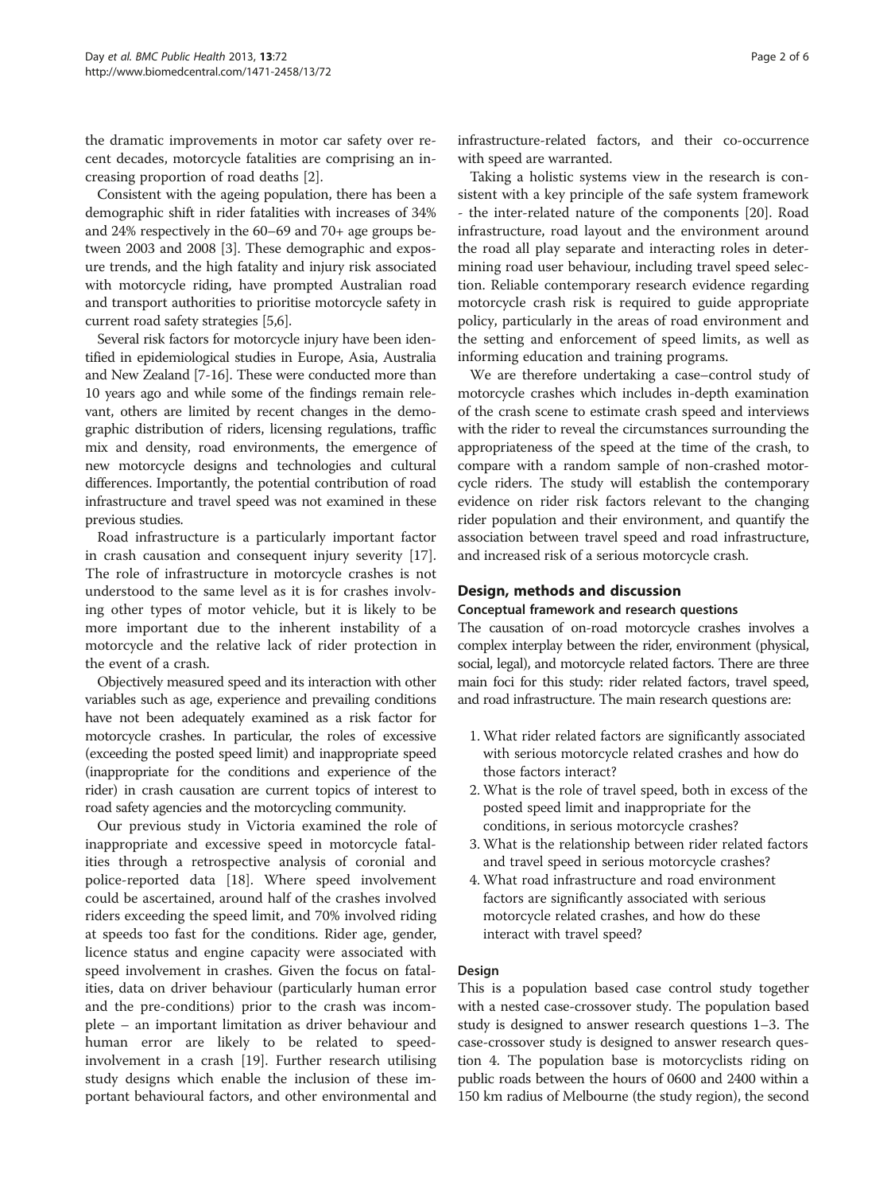the dramatic improvements in motor car safety over recent decades, motorcycle fatalities are comprising an increasing proportion of road deaths [2].

Consistent with the ageing population, there has been a demographic shift in rider fatalities with increases of 34% and 24% respectively in the 60–69 and 70+ age groups between 2003 and 2008 [3]. These demographic and exposure trends, and the high fatality and injury risk associated with motorcycle riding, have prompted Australian road and transport authorities to prioritise motorcycle safety in current road safety strategies [5,6].

Several risk factors for motorcycle injury have been identified in epidemiological studies in Europe, Asia, Australia and New Zealand [7-16]. These were conducted more than 10 years ago and while some of the findings remain relevant, others are limited by recent changes in the demographic distribution of riders, licensing regulations, traffic mix and density, road environments, the emergence of new motorcycle designs and technologies and cultural differences. Importantly, the potential contribution of road infrastructure and travel speed was not examined in these previous studies.

Road infrastructure is a particularly important factor in crash causation and consequent injury severity [17]. The role of infrastructure in motorcycle crashes is not understood to the same level as it is for crashes involving other types of motor vehicle, but it is likely to be more important due to the inherent instability of a motorcycle and the relative lack of rider protection in the event of a crash.

Objectively measured speed and its interaction with other variables such as age, experience and prevailing conditions have not been adequately examined as a risk factor for motorcycle crashes. In particular, the roles of excessive (exceeding the posted speed limit) and inappropriate speed (inappropriate for the conditions and experience of the rider) in crash causation are current topics of interest to road safety agencies and the motorcycling community.

Our previous study in Victoria examined the role of inappropriate and excessive speed in motorcycle fatalities through a retrospective analysis of coronial and police-reported data [18]. Where speed involvement could be ascertained, around half of the crashes involved riders exceeding the speed limit, and 70% involved riding at speeds too fast for the conditions. Rider age, gender, licence status and engine capacity were associated with speed involvement in crashes. Given the focus on fatalities, data on driver behaviour (particularly human error and the pre-conditions) prior to the crash was incomplete – an important limitation as driver behaviour and human error are likely to be related to speed-involvement in a crash [19]. Further research utilising study designs which enable the inclusion of these important behavioural factors, and other environmental and infrastructure-related factors, and their co-occurrence with speed are warranted.

Taking a holistic systems view in the research is consistent with a key principle of the safe system framework - the inter-related nature of the components [20]. Road infrastructure, road layout and the environment around the road all play separate and interacting roles in determining road user behaviour, including travel speed selection. Reliable contemporary research evidence regarding motorcycle crash risk is required to guide appropriate policy, particularly in the areas of road environment and the setting and enforcement of speed limits, as well as informing education and training programs.

We are therefore undertaking a case–control study of motorcycle crashes which includes in-depth examination of the crash scene to estimate crash speed and interviews with the rider to reveal the circumstances surrounding the appropriateness of the speed at the time of the crash, to compare with a random sample of non-crashed motorcycle riders. The study will establish the contemporary evidence on rider risk factors relevant to the changing rider population and their environment, and quantify the association between travel speed and road infrastructure, and increased risk of a serious motorcycle crash.

## Design, methods and discussion

### Conceptual framework and research questions

The causation of on-road motorcycle crashes involves a complex interplay between the rider, environment (physical, social, legal), and motorcycle related factors. There are three main foci for this study: rider related factors, travel speed, and road infrastructure. The main research questions are:

1. What rider related factors are significantly associated with serious motorcycle related crashes and how do those factors interact?
2. What is the role of travel speed, both in excess of the posted speed limit and inappropriate for the conditions, in serious motorcycle crashes?
3. What is the relationship between rider related factors and travel speed in serious motorcycle crashes?
4. What road infrastructure and road environment factors are significantly associated with serious motorcycle related crashes, and how do these interact with travel speed?

### Design

This is a population based case control study together with a nested case-crossover study. The population based study is designed to answer research questions 1–3. The case-crossover study is designed to answer research question 4. The population base is motorcyclists riding on public roads between the hours of 0600 and 2400 within a 150 km radius of Melbourne (the study region), the second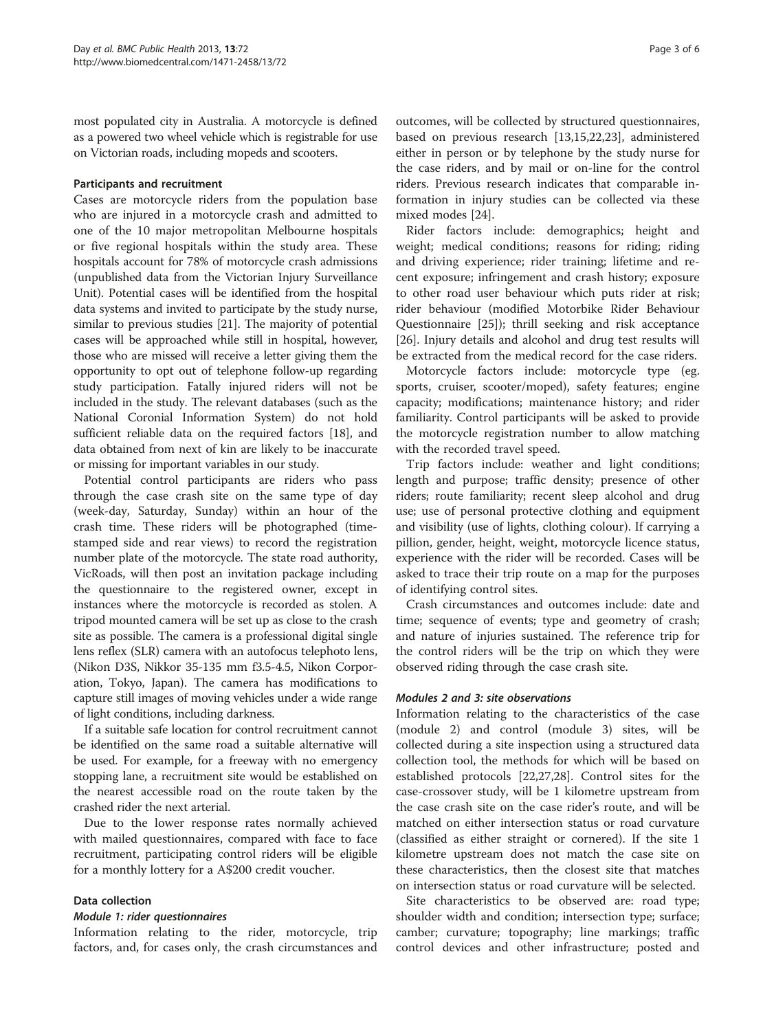most populated city in Australia. A motorcycle is defined as a powered two wheel vehicle which is registrable for use on Victorian roads, including mopeds and scooters.

### Participants and recruitment

Cases are motorcycle riders from the population base who are injured in a motorcycle crash and admitted to one of the 10 major metropolitan Melbourne hospitals or five regional hospitals within the study area. These hospitals account for 78% of motorcycle crash admissions (unpublished data from the Victorian Injury Surveillance Unit). Potential cases will be identified from the hospital data systems and invited to participate by the study nurse, similar to previous studies [21]. The majority of potential cases will be approached while still in hospital, however, those who are missed will receive a letter giving them the opportunity to opt out of telephone follow-up regarding study participation. Fatally injured riders will not be included in the study. The relevant databases (such as the National Coronial Information System) do not hold sufficient reliable data on the required factors [18], and data obtained from next of kin are likely to be inaccurate or missing for important variables in our study.

Potential control participants are riders who pass through the case crash site on the same type of day (week-day, Saturday, Sunday) within an hour of the crash time. These riders will be photographed (time-stamped side and rear views) to record the registration number plate of the motorcycle. The state road authority, VicRoads, will then post an invitation package including the questionnaire to the registered owner, except in instances where the motorcycle is recorded as stolen. A tripod mounted camera will be set up as close to the crash site as possible. The camera is a professional digital single lens reflex (SLR) camera with an autofocus telephoto lens, (Nikon D3S, Nikkor 35-135 mm f3.5-4.5, Nikon Corporation, Tokyo, Japan). The camera has modifications to capture still images of moving vehicles under a wide range of light conditions, including darkness.

If a suitable safe location for control recruitment cannot be identified on the same road a suitable alternative will be used. For example, for a freeway with no emergency stopping lane, a recruitment site would be established on the nearest accessible road on the route taken by the crashed rider the next arterial.

Due to the lower response rates normally achieved with mailed questionnaires, compared with face to face recruitment, participating control riders will be eligible for a monthly lottery for a A$200 credit voucher.

### Data collection

#### *Module 1: rider questionnaires*

Information relating to the rider, motorcycle, trip factors, and, for cases only, the crash circumstances and outcomes, will be collected by structured questionnaires, based on previous research [13,15,22,23], administered either in person or by telephone by the study nurse for the case riders, and by mail or on-line for the control riders. Previous research indicates that comparable information in injury studies can be collected via these mixed modes [24].

Rider factors include: demographics; height and weight; medical conditions; reasons for riding; riding and driving experience; rider training; lifetime and recent exposure; infringement and crash history; exposure to other road user behaviour which puts rider at risk; rider behaviour (modified Motorbike Rider Behaviour Questionnaire [25]); thrill seeking and risk acceptance [26]. Injury details and alcohol and drug test results will be extracted from the medical record for the case riders.

Motorcycle factors include: motorcycle type (eg. sports, cruiser, scooter/moped), safety features; engine capacity; modifications; maintenance history; and rider familiarity. Control participants will be asked to provide the motorcycle registration number to allow matching with the recorded travel speed.

Trip factors include: weather and light conditions; length and purpose; traffic density; presence of other riders; route familiarity; recent sleep alcohol and drug use; use of personal protective clothing and equipment and visibility (use of lights, clothing colour). If carrying a pillion, gender, height, weight, motorcycle licence status, experience with the rider will be recorded. Cases will be asked to trace their trip route on a map for the purposes of identifying control sites.

Crash circumstances and outcomes include: date and time; sequence of events; type and geometry of crash; and nature of injuries sustained. The reference trip for the control riders will be the trip on which they were observed riding through the case crash site.

#### *Modules 2 and 3: site observations*

Information relating to the characteristics of the case (module 2) and control (module 3) sites, will be collected during a site inspection using a structured data collection tool, the methods for which will be based on established protocols [22,27,28]. Control sites for the case-crossover study, will be 1 kilometre upstream from the case crash site on the case rider's route, and will be matched on either intersection status or road curvature (classified as either straight or cornered). If the site 1 kilometre upstream does not match the case site on these characteristics, then the closest site that matches on intersection status or road curvature will be selected.

Site characteristics to be observed are: road type; shoulder width and condition; intersection type; surface; camber; curvature; topography; line markings; traffic control devices and other infrastructure; posted and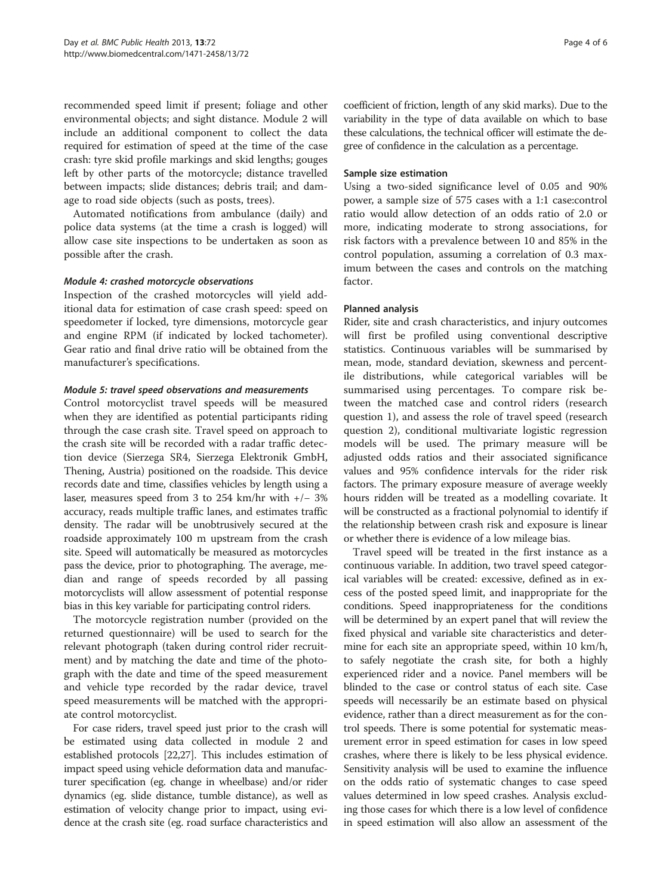recommended speed limit if present; foliage and other environmental objects; and sight distance. Module 2 will include an additional component to collect the data required for estimation of speed at the time of the case crash: tyre skid profile markings and skid lengths; gouges left by other parts of the motorcycle; distance travelled between impacts; slide distances; debris trail; and damage to road side objects (such as posts, trees).

Automated notifications from ambulance (daily) and police data systems (at the time a crash is logged) will allow case site inspections to be undertaken as soon as possible after the crash.

#### *Module 4: crashed motorcycle observations*

Inspection of the crashed motorcycles will yield additional data for estimation of case crash speed: speed on speedometer if locked, tyre dimensions, motorcycle gear and engine RPM (if indicated by locked tachometer). Gear ratio and final drive ratio will be obtained from the manufacturer's specifications.

#### *Module 5: travel speed observations and measurements*

Control motorcyclist travel speeds will be measured when they are identified as potential participants riding through the case crash site. Travel speed on approach to the crash site will be recorded with a radar traffic detection device (Sierzega SR4, Sierzega Elektronik GmbH, Thening, Austria) positioned on the roadside. This device records date and time, classifies vehicles by length using a laser, measures speed from 3 to 254 km/hr with +/− 3% accuracy, reads multiple traffic lanes, and estimates traffic density. The radar will be unobtrusively secured at the roadside approximately 100 m upstream from the crash site. Speed will automatically be measured as motorcycles pass the device, prior to photographing. The average, median and range of speeds recorded by all passing motorcyclists will allow assessment of potential response bias in this key variable for participating control riders.

The motorcycle registration number (provided on the returned questionnaire) will be used to search for the relevant photograph (taken during control rider recruitment) and by matching the date and time of the photograph with the date and time of the speed measurement and vehicle type recorded by the radar device, travel speed measurements will be matched with the appropriate control motorcyclist.

For case riders, travel speed just prior to the crash will be estimated using data collected in module 2 and established protocols [22,27]. This includes estimation of impact speed using vehicle deformation data and manufacturer specification (eg. change in wheelbase) and/or rider dynamics (eg. slide distance, tumble distance), as well as estimation of velocity change prior to impact, using evidence at the crash site (eg. road surface characteristics and coefficient of friction, length of any skid marks). Due to the variability in the type of data available on which to base these calculations, the technical officer will estimate the degree of confidence in the calculation as a percentage.

### Sample size estimation

Using a two-sided significance level of 0.05 and 90% power, a sample size of 575 cases with a 1:1 case:control ratio would allow detection of an odds ratio of 2.0 or more, indicating moderate to strong associations, for risk factors with a prevalence between 10 and 85% in the control population, assuming a correlation of 0.3 maximum between the cases and controls on the matching factor.

### Planned analysis

Rider, site and crash characteristics, and injury outcomes will first be profiled using conventional descriptive statistics. Continuous variables will be summarised by mean, mode, standard deviation, skewness and percentile distributions, while categorical variables will be summarised using percentages. To compare risk between the matched case and control riders (research question 1), and assess the role of travel speed (research question 2), conditional multivariate logistic regression models will be used. The primary measure will be adjusted odds ratios and their associated significance values and 95% confidence intervals for the rider risk factors. The primary exposure measure of average weekly hours ridden will be treated as a modelling covariate. It will be constructed as a fractional polynomial to identify if the relationship between crash risk and exposure is linear or whether there is evidence of a low mileage bias.

Travel speed will be treated in the first instance as a continuous variable. In addition, two travel speed categorical variables will be created: excessive, defined as in excess of the posted speed limit, and inappropriate for the conditions. Speed inappropriateness for the conditions will be determined by an expert panel that will review the fixed physical and variable site characteristics and determine for each site an appropriate speed, within 10 km/h, to safely negotiate the crash site, for both a highly experienced rider and a novice. Panel members will be blinded to the case or control status of each site. Case speeds will necessarily be an estimate based on physical evidence, rather than a direct measurement as for the control speeds. There is some potential for systematic measurement error in speed estimation for cases in low speed crashes, where there is likely to be less physical evidence. Sensitivity analysis will be used to examine the influence on the odds ratio of systematic changes to case speed values determined in low speed crashes. Analysis excluding those cases for which there is a low level of confidence in speed estimation will also allow an assessment of the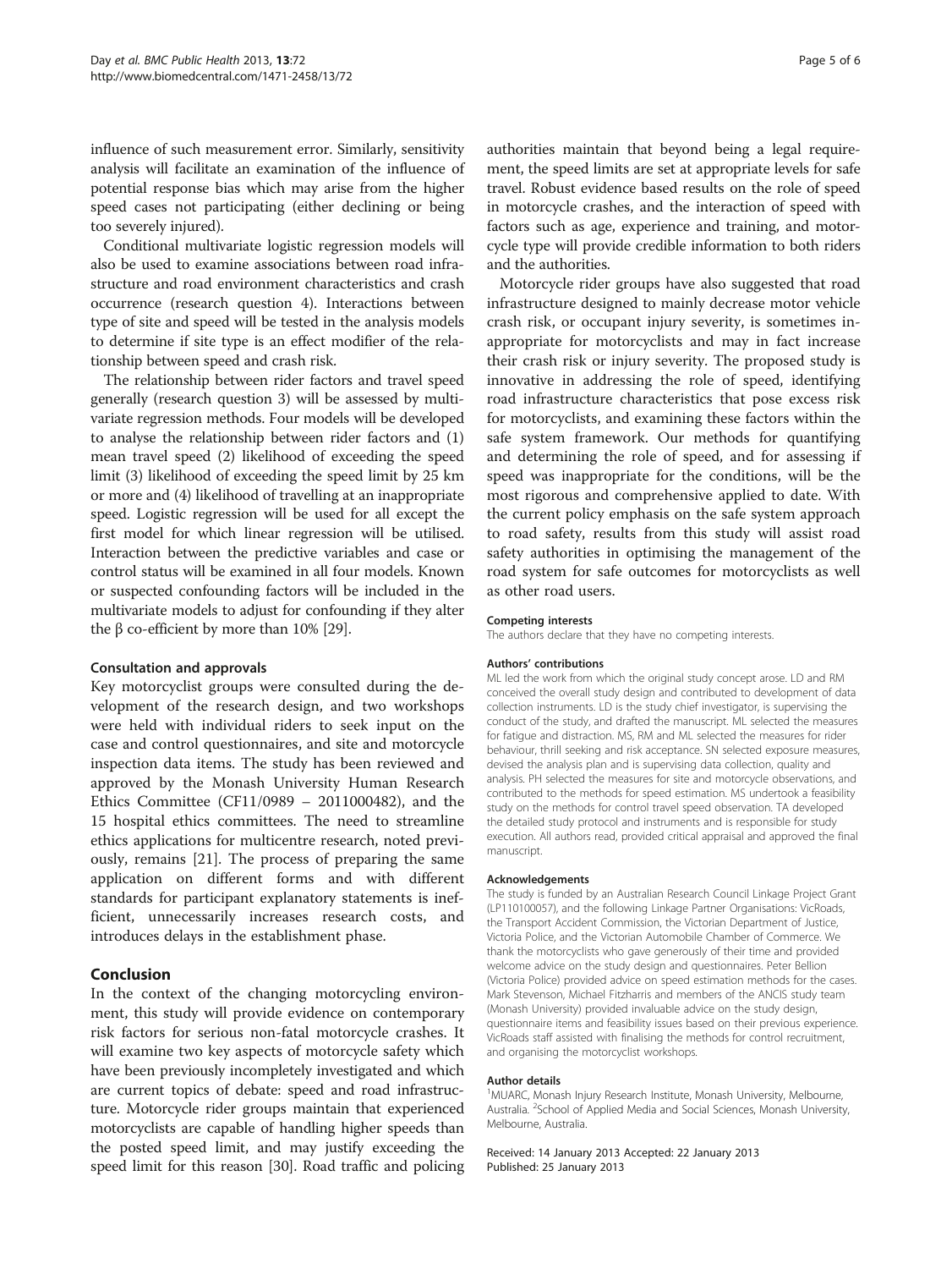influence of such measurement error. Similarly, sensitivity analysis will facilitate an examination of the influence of potential response bias which may arise from the higher speed cases not participating (either declining or being too severely injured).

Conditional multivariate logistic regression models will also be used to examine associations between road infrastructure and road environment characteristics and crash occurrence (research question 4). Interactions between type of site and speed will be tested in the analysis models to determine if site type is an effect modifier of the relationship between speed and crash risk.

The relationship between rider factors and travel speed generally (research question 3) will be assessed by multivariate regression methods. Four models will be developed to analyse the relationship between rider factors and (1) mean travel speed (2) likelihood of exceeding the speed limit (3) likelihood of exceeding the speed limit by 25 km or more and (4) likelihood of travelling at an inappropriate speed. Logistic regression will be used for all except the first model for which linear regression will be utilised. Interaction between the predictive variables and case or control status will be examined in all four models. Known or suspected confounding factors will be included in the multivariate models to adjust for confounding if they alter the β co-efficient by more than 10% [29].

### Consultation and approvals

Key motorcyclist groups were consulted during the development of the research design, and two workshops were held with individual riders to seek input on the case and control questionnaires, and site and motorcycle inspection data items. The study has been reviewed and approved by the Monash University Human Research Ethics Committee (CF11/0989 – 2011000482), and the 15 hospital ethics committees. The need to streamline ethics applications for multicentre research, noted previously, remains [21]. The process of preparing the same application on different forms and with different standards for participant explanatory statements is inefficient, unnecessarily increases research costs, and introduces delays in the establishment phase.

## Conclusion

In the context of the changing motorcycling environment, this study will provide evidence on contemporary risk factors for serious non-fatal motorcycle crashes. It will examine two key aspects of motorcycle safety which have been previously incompletely investigated and which are current topics of debate: speed and road infrastructure. Motorcycle rider groups maintain that experienced motorcyclists are capable of handling higher speeds than the posted speed limit, and may justify exceeding the speed limit for this reason [30]. Road traffic and policing authorities maintain that beyond being a legal requirement, the speed limits are set at appropriate levels for safe travel. Robust evidence based results on the role of speed in motorcycle crashes, and the interaction of speed with factors such as age, experience and training, and motorcycle type will provide credible information to both riders and the authorities.

Motorcycle rider groups have also suggested that road infrastructure designed to mainly decrease motor vehicle crash risk, or occupant injury severity, is sometimes inappropriate for motorcyclists and may in fact increase their crash risk or injury severity. The proposed study is innovative in addressing the role of speed, identifying road infrastructure characteristics that pose excess risk for motorcyclists, and examining these factors within the safe system framework. Our methods for quantifying and determining the role of speed, and for assessing if speed was inappropriate for the conditions, will be the most rigorous and comprehensive applied to date. With the current policy emphasis on the safe system approach to road safety, results from this study will assist road safety authorities in optimising the management of the road system for safe outcomes for motorcyclists as well as other road users.

#### Competing interests

The authors declare that they have no competing interests.

#### Authors' contributions

ML led the work from which the original study concept arose. LD and RM conceived the overall study design and contributed to development of data collection instruments. LD is the study chief investigator, is supervising the conduct of the study, and drafted the manuscript. ML selected the measures for fatigue and distraction. MS, RM and ML selected the measures for rider behaviour, thrill seeking and risk acceptance. SN selected exposure measures, devised the analysis plan and is supervising data collection, quality and analysis. PH selected the measures for site and motorcycle observations, and contributed to the methods for speed estimation. MS undertook a feasibility study on the methods for control travel speed observation. TA developed the detailed study protocol and instruments and is responsible for study execution. All authors read, provided critical appraisal and approved the final manuscript.

#### Acknowledgements

The study is funded by an Australian Research Council Linkage Project Grant (LP110100057), and the following Linkage Partner Organisations: VicRoads, the Transport Accident Commission, the Victorian Department of Justice, Victoria Police, and the Victorian Automobile Chamber of Commerce. We thank the motorcyclists who gave generously of their time and provided welcome advice on the study design and questionnaires. Peter Bellion (Victoria Police) provided advice on speed estimation methods for the cases. Mark Stevenson, Michael Fitzharris and members of the ANCIS study team (Monash University) provided invaluable advice on the study design, questionnaire items and feasibility issues based on their previous experience. VicRoads staff assisted with finalising the methods for control recruitment, and organising the motorcyclist workshops.

#### Author details

[1]MUARC, Monash Injury Research Institute, Monash University, Melbourne, Australia. [2]School of Applied Media and Social Sciences, Monash University, Melbourne, Australia.

Received: 14 January 2013 Accepted: 22 January 2013
Published: 25 January 2013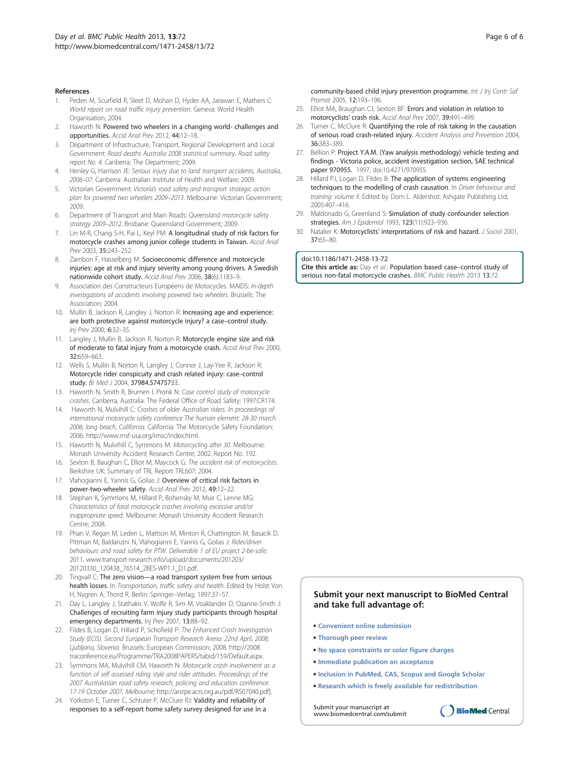## References

1. Peden M, Scurfield R, Sleet D, Mohan D, Hyder AA, Jarawan E, Mathers C: *World report on road traffic injury prevention*. Geneva: World Health Organisation; 2004.
2. Haworth N: **Powered two wheelers in a changing world- challenges and opportunities.** *Accid Anal Prev* 2012, **44:**12–18.
3. Department of Infrastructure, Transport, Regional Development and Local Government: *Road deaths Australia 2008 statistical summary*. *Road safety report No. 4*. Canberra: The Department; 2009.
4. Henley G, Harrison JE: *Serious injury due to land transport accidents, Australia, 2006–07*. Canberra: Australian Institute of Health and Welfare; 2009.
5. Victorian Government: *Victoria's road safety and transport strategic action plan for powered two wheelers 2009–2013*. Melbourne: Victorian Government; 2009.
6. Department of Transport and Main Roads: *Queensland motorcycle safety strategy 2009–2012*. Brisbane: Queensland Government; 2009.
7. Lin M-R, Chang S-H, Pai L, Keyl PM: **A longitudinal study of risk factors for motorcycle crashes among junior college students in Taiwan.** *Accid Anal Prev* 2003, **35:**243–252.
8. Zambon F, Hasselberg M: **Socioeconomic difference and motorcycle injuries: age at risk and injury severity among young drivers. A Swedish nationwide cohort study.** *Accid Anal Prev* 2006, **38**(6):1183–9.
9. Association des Constructeurs Européens de Motocycles. MAIDS: *In-depth investigations of accidents involving powered two wheelers*. Brussels: The Association; 2004.
10. Mullin B, Jackson R, Langley J, Norton R: **Increasing age and experience: are both protective against motorcycle injury? a case–control study.** *Inj Prev* 2000, **6:**32–35.
11. Langley J, Mullin B, Jackson R, Norton R: **Motorcycle engine size and risk of moderate to fatal injury from a motorcycle crash.** *Accid Anal Prev* 2000, **32:**659–663.
12. Wells S, Mullin B, Norton R, Langley J, Connor J, Lay-Yee R, Jackson R: **Motorcycle rider conspicuity and crash related injury: case–control study.** *Br Med J* 2004, **37984.574757:**EE.
13. Haworth N, Smith R, Brumen I, Pronk N: *Case control study of motorcycle crashes*. Canberra, Australia: The Federal Office of Road Safety; 1997:CR174.
14. Haworth N, Mulvihill C: *Crashes of older Australian riders. In proceedings of international motorcycle safety conference The human element: 28-30 march 2006; long beach, California*. California: The Motorcycle Safety Foundation; 2006. http://www.msf-usa.org/imsc/index.html.
15. Haworth N, Mulvihill C, Symmons M: *Motorcycling after 30*. Melbourne: Monash University Accident Research Centre; 2002. Report No. 192.
16. Sexton B, Baughan C, Elliot M, Maycock G: *The accident risk of motorcyclists*. Berkshire UK: Summary of TRL Report TRL607; 2004.
17. Vlahogianni E, Yannis G, Golias J: **Overview of critical risk factors in power-two-wheeler safety.** *Accid Anal Prev* 2012, **49:**12–22.
18. Stephan K, Symmons M, Hillard P, Bohensky M, Muir C, Lenne MG: *Characteristics of fatal motorcycle crashes involving excessive and/or inappropriate speed*. Melbourne: Monash University Accident Research Centre; 2008.
19. Phan V, Regan M, Leden L, Mattson M, Minton R, Chattington M, Basacik D, Pittman M, Baldanzini N, Vlahogianni E, Yannis G, Golias J: *Rider/driver behaviours and road safety for PTW. Deliverable 1 of EU project 2-be-safe*; 2011. www.transport-research.info/upload/documents/201203/20120330_120438_76514_2BES-WP1.1_D1.pdf.
20. Tingvall C: **The zero vision—a road transport system free from serious health losses.** In *Transportation, traffic safety and health*. Edited by Holst Von H, Nygren A, Thord R. Berlin: Springer–Verlag; 1997:37–57.
21. Day L, Langley J, Stathakis V, Wolfe R, Sim M, Voaklander D, Ozanne-Smith J: **Challenges of recruiting farm injury study participants through hospital emergency departments.** *Inj Prev* 2007, **13:**88–92.
22. Fildes B, Logan D, Hillard P, Schofield P: *The Enhanced Crash Investigation Study (ECIS). Second European Transport Research Arena: 22nd April, 2008; Ljubljana, Slovenia*. Brussels: European Commission; 2008. http://2008.traconference.eu/Programme/TRA2008PAPERS/tabid/159/Default.aspx.
23. Symmons MA, Mulvihill CM, Haworth N: *Motorcycle crash involvement as a function of self assessed riding style and rider attitudes. Proceedings of the 2007 Australasian road safety research, policing and education conference: 17-19 October 2007, Melbourne*; http://arsrpe.acrs.org.au/pdf/RS07040.pdf].
24. Yorkston E, Turner C, Schluter P, McClure RJ: **Validity and reliability of responses to a self-report home safety survey designed for use in a community-based child injury prevention programme.** *Int J Inj Contr Saf Promot* 2005, **12:**193–196.
25. Elliot MA, Braughan CJ, Sexton BF: **Errors and violation in relation to motorcyclists' crash risk.** *Accid Anal Prev* 2007, **39:**491–499.
26. Turner C, McClure R: **Quantifying the role of risk taking in the causation of serious road crash-related injury.** *Accident Analysis and Prevention* 2004, **36:**383–389.
27. Bellion P: **Project Y.A.M. (Yaw analysis methodology) vehicle testing and findings - Victoria police, accident investigation section, SAE technical paper 970955.** 1997, doi:10.4271/970955.
28. Hillard PJ, Logan D, Fildes B: **The application of systems engineering techniques to the modelling of crash causation.** In *Driver behaviour and training: volume II*. Edited by Dorn L. Aldershot: Ashgate Publishing Ltd; 2005:407–416.
29. Maldonado G, Greenland S: **Simulation of study confounder selection strategies.** *Am J Epidemiol* 1993, **123**(11):923–936.
30. Natalier K: **Motorcyclists' interpretations of risk and hazard.** *J Sociol* 2001, **37:**65–80.

doi:10.1186/1471-2458-13-72

**Cite this article as:** Day *et al.*: Population based case–control study of serious non-fatal motorcycle crashes. *BMC Public Health* 2013 **13**:72.

**Submit your next manuscript to BioMed Central and take full advantage of:**

- **Convenient online submission**
- **Thorough peer review**
- **No space constraints or color figure charges**
- **Immediate publication on acceptance**
- **Inclusion in PubMed, CAS, Scopus and Google Scholar**
- **Research which is freely available for redistribution**

Submit your manuscript at
www.biomedcentral.com/submit

BioMed Central